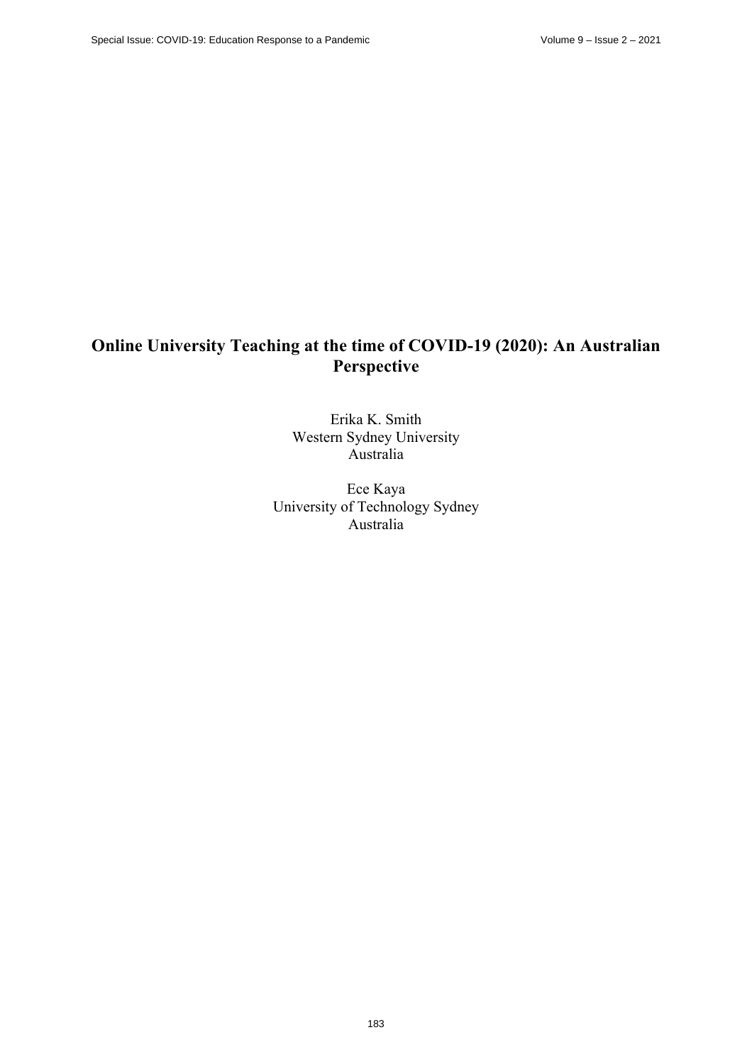# Online University Teaching at the time of COVID-19 (2020): An Australian Perspective

Erika K. Smith
Western Sydney University
Australia

Ece Kaya
University of Technology Sydney
Australia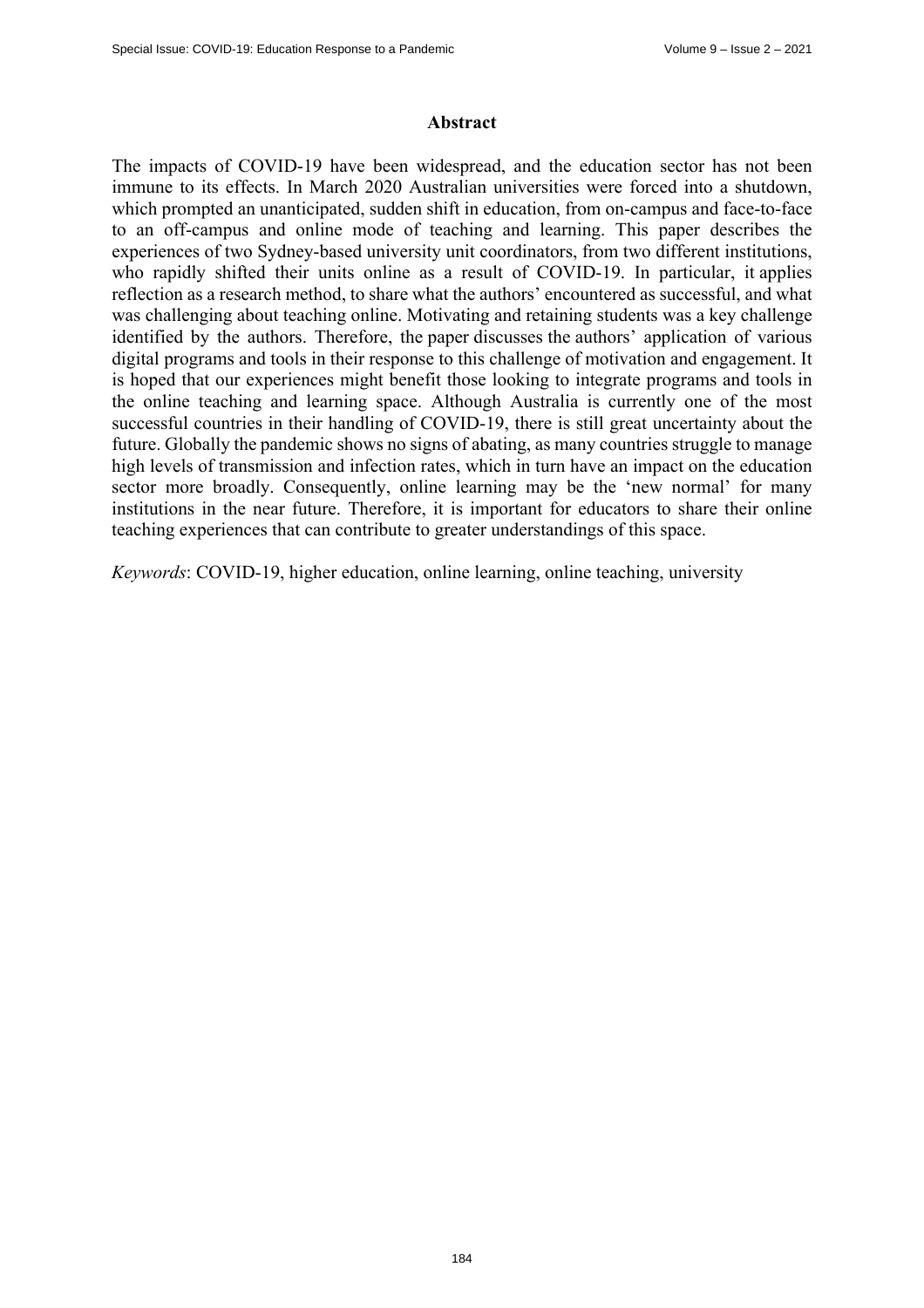## Abstract

The impacts of COVID-19 have been widespread, and the education sector has not been immune to its effects. In March 2020 Australian universities were forced into a shutdown, which prompted an unanticipated, sudden shift in education, from on-campus and face-to-face to an off-campus and online mode of teaching and learning. This paper describes the experiences of two Sydney-based university unit coordinators, from two different institutions, who rapidly shifted their units online as a result of COVID-19. In particular, it applies reflection as a research method, to share what the authors' encountered as successful, and what was challenging about teaching online. Motivating and retaining students was a key challenge identified by the authors. Therefore, the paper discusses the authors' application of various digital programs and tools in their response to this challenge of motivation and engagement. It is hoped that our experiences might benefit those looking to integrate programs and tools in the online teaching and learning space. Although Australia is currently one of the most successful countries in their handling of COVID-19, there is still great uncertainty about the future. Globally the pandemic shows no signs of abating, as many countries struggle to manage high levels of transmission and infection rates, which in turn have an impact on the education sector more broadly. Consequently, online learning may be the 'new normal' for many institutions in the near future. Therefore, it is important for educators to share their online teaching experiences that can contribute to greater understandings of this space.

*Keywords*: COVID-19, higher education, online learning, online teaching, university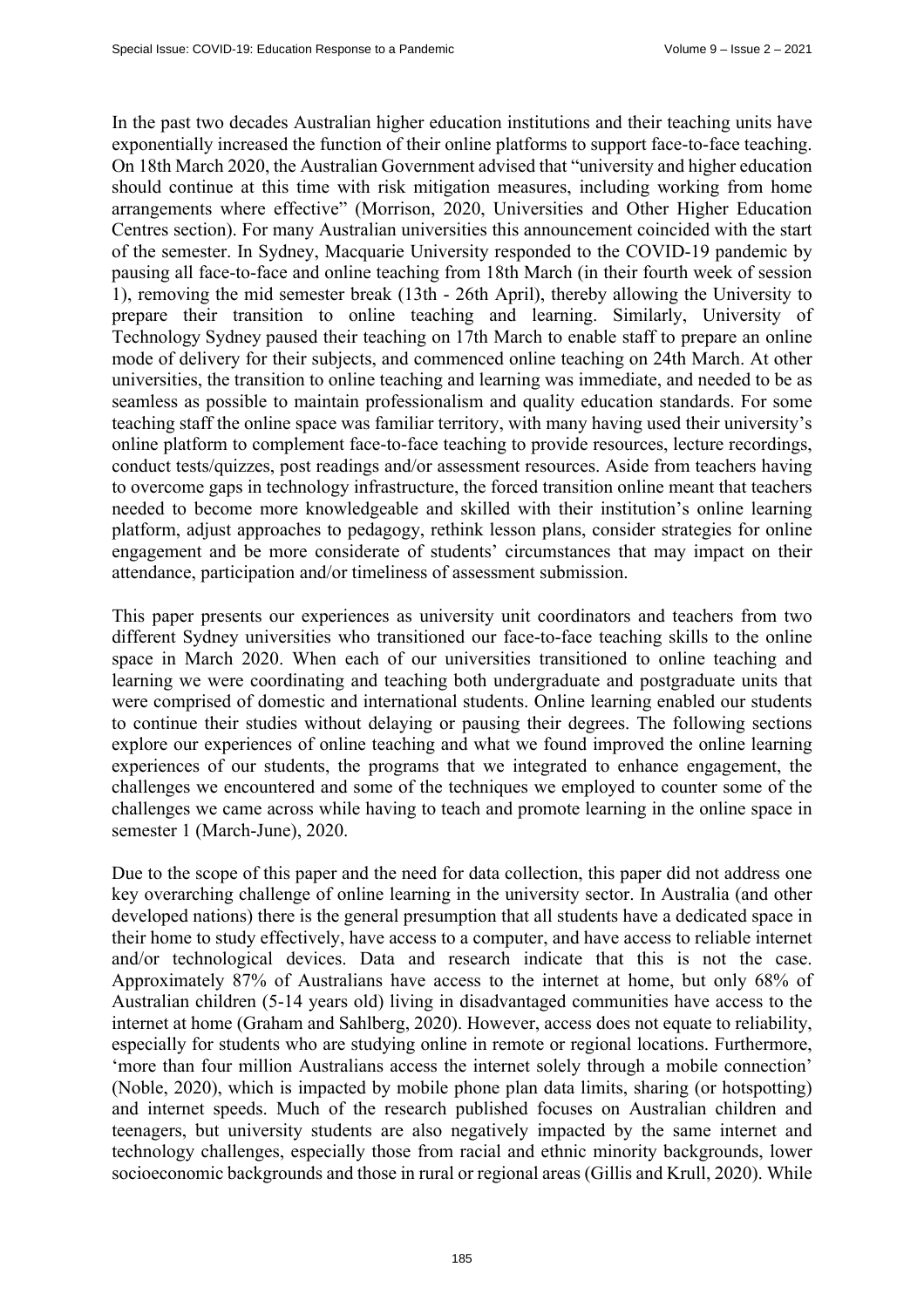In the past two decades Australian higher education institutions and their teaching units have exponentially increased the function of their online platforms to support face-to-face teaching. On 18th March 2020, the Australian Government advised that "university and higher education should continue at this time with risk mitigation measures, including working from home arrangements where effective" (Morrison, 2020, Universities and Other Higher Education Centres section). For many Australian universities this announcement coincided with the start of the semester. In Sydney, Macquarie University responded to the COVID-19 pandemic by pausing all face-to-face and online teaching from 18th March (in their fourth week of session 1), removing the mid semester break (13th - 26th April), thereby allowing the University to prepare their transition to online teaching and learning. Similarly, University of Technology Sydney paused their teaching on 17th March to enable staff to prepare an online mode of delivery for their subjects, and commenced online teaching on 24th March. At other universities, the transition to online teaching and learning was immediate, and needed to be as seamless as possible to maintain professionalism and quality education standards. For some teaching staff the online space was familiar territory, with many having used their university's online platform to complement face-to-face teaching to provide resources, lecture recordings, conduct tests/quizzes, post readings and/or assessment resources. Aside from teachers having to overcome gaps in technology infrastructure, the forced transition online meant that teachers needed to become more knowledgeable and skilled with their institution's online learning platform, adjust approaches to pedagogy, rethink lesson plans, consider strategies for online engagement and be more considerate of students' circumstances that may impact on their attendance, participation and/or timeliness of assessment submission.

This paper presents our experiences as university unit coordinators and teachers from two different Sydney universities who transitioned our face-to-face teaching skills to the online space in March 2020. When each of our universities transitioned to online teaching and learning we were coordinating and teaching both undergraduate and postgraduate units that were comprised of domestic and international students. Online learning enabled our students to continue their studies without delaying or pausing their degrees. The following sections explore our experiences of online teaching and what we found improved the online learning experiences of our students, the programs that we integrated to enhance engagement, the challenges we encountered and some of the techniques we employed to counter some of the challenges we came across while having to teach and promote learning in the online space in semester 1 (March-June), 2020.

Due to the scope of this paper and the need for data collection, this paper did not address one key overarching challenge of online learning in the university sector. In Australia (and other developed nations) there is the general presumption that all students have a dedicated space in their home to study effectively, have access to a computer, and have access to reliable internet and/or technological devices. Data and research indicate that this is not the case. Approximately 87% of Australians have access to the internet at home, but only 68% of Australian children (5-14 years old) living in disadvantaged communities have access to the internet at home (Graham and Sahlberg, 2020). However, access does not equate to reliability, especially for students who are studying online in remote or regional locations. Furthermore, 'more than four million Australians access the internet solely through a mobile connection' (Noble, 2020), which is impacted by mobile phone plan data limits, sharing (or hotspotting) and internet speeds. Much of the research published focuses on Australian children and teenagers, but university students are also negatively impacted by the same internet and technology challenges, especially those from racial and ethnic minority backgrounds, lower socioeconomic backgrounds and those in rural or regional areas (Gillis and Krull, 2020). While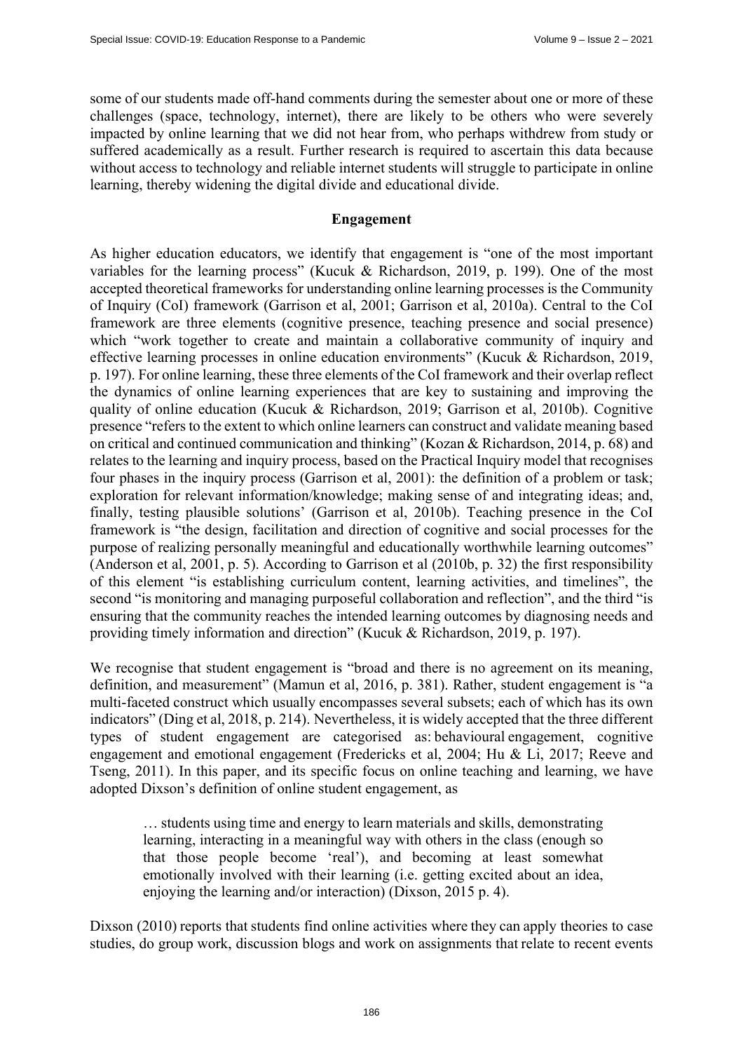some of our students made off-hand comments during the semester about one or more of these challenges (space, technology, internet), there are likely to be others who were severely impacted by online learning that we did not hear from, who perhaps withdrew from study or suffered academically as a result. Further research is required to ascertain this data because without access to technology and reliable internet students will struggle to participate in online learning, thereby widening the digital divide and educational divide.

## Engagement

As higher education educators, we identify that engagement is "one of the most important variables for the learning process" (Kucuk & Richardson, 2019, p. 199). One of the most accepted theoretical frameworks for understanding online learning processes is the Community of Inquiry (CoI) framework (Garrison et al, 2001; Garrison et al, 2010a). Central to the CoI framework are three elements (cognitive presence, teaching presence and social presence) which "work together to create and maintain a collaborative community of inquiry and effective learning processes in online education environments" (Kucuk & Richardson, 2019, p. 197). For online learning, these three elements of the CoI framework and their overlap reflect the dynamics of online learning experiences that are key to sustaining and improving the quality of online education (Kucuk & Richardson, 2019; Garrison et al, 2010b). Cognitive presence "refers to the extent to which online learners can construct and validate meaning based on critical and continued communication and thinking" (Kozan & Richardson, 2014, p. 68) and relates to the learning and inquiry process, based on the Practical Inquiry model that recognises four phases in the inquiry process (Garrison et al, 2001): the definition of a problem or task; exploration for relevant information/knowledge; making sense of and integrating ideas; and, finally, testing plausible solutions' (Garrison et al, 2010b). Teaching presence in the CoI framework is "the design, facilitation and direction of cognitive and social processes for the purpose of realizing personally meaningful and educationally worthwhile learning outcomes" (Anderson et al, 2001, p. 5). According to Garrison et al (2010b, p. 32) the first responsibility of this element "is establishing curriculum content, learning activities, and timelines", the second "is monitoring and managing purposeful collaboration and reflection", and the third "is ensuring that the community reaches the intended learning outcomes by diagnosing needs and providing timely information and direction" (Kucuk & Richardson, 2019, p. 197).

We recognise that student engagement is "broad and there is no agreement on its meaning, definition, and measurement" (Mamun et al, 2016, p. 381). Rather, student engagement is "a multi-faceted construct which usually encompasses several subsets; each of which has its own indicators" (Ding et al, 2018, p. 214). Nevertheless, it is widely accepted that the three different types of student engagement are categorised as: behavioural engagement, cognitive engagement and emotional engagement (Fredericks et al, 2004; Hu & Li, 2017; Reeve and Tseng, 2011). In this paper, and its specific focus on online teaching and learning, we have adopted Dixson's definition of online student engagement, as

> … students using time and energy to learn materials and skills, demonstrating learning, interacting in a meaningful way with others in the class (enough so that those people become 'real'), and becoming at least somewhat emotionally involved with their learning (i.e. getting excited about an idea, enjoying the learning and/or interaction) (Dixson, 2015 p. 4).

Dixson (2010) reports that students find online activities where they can apply theories to case studies, do group work, discussion blogs and work on assignments that relate to recent events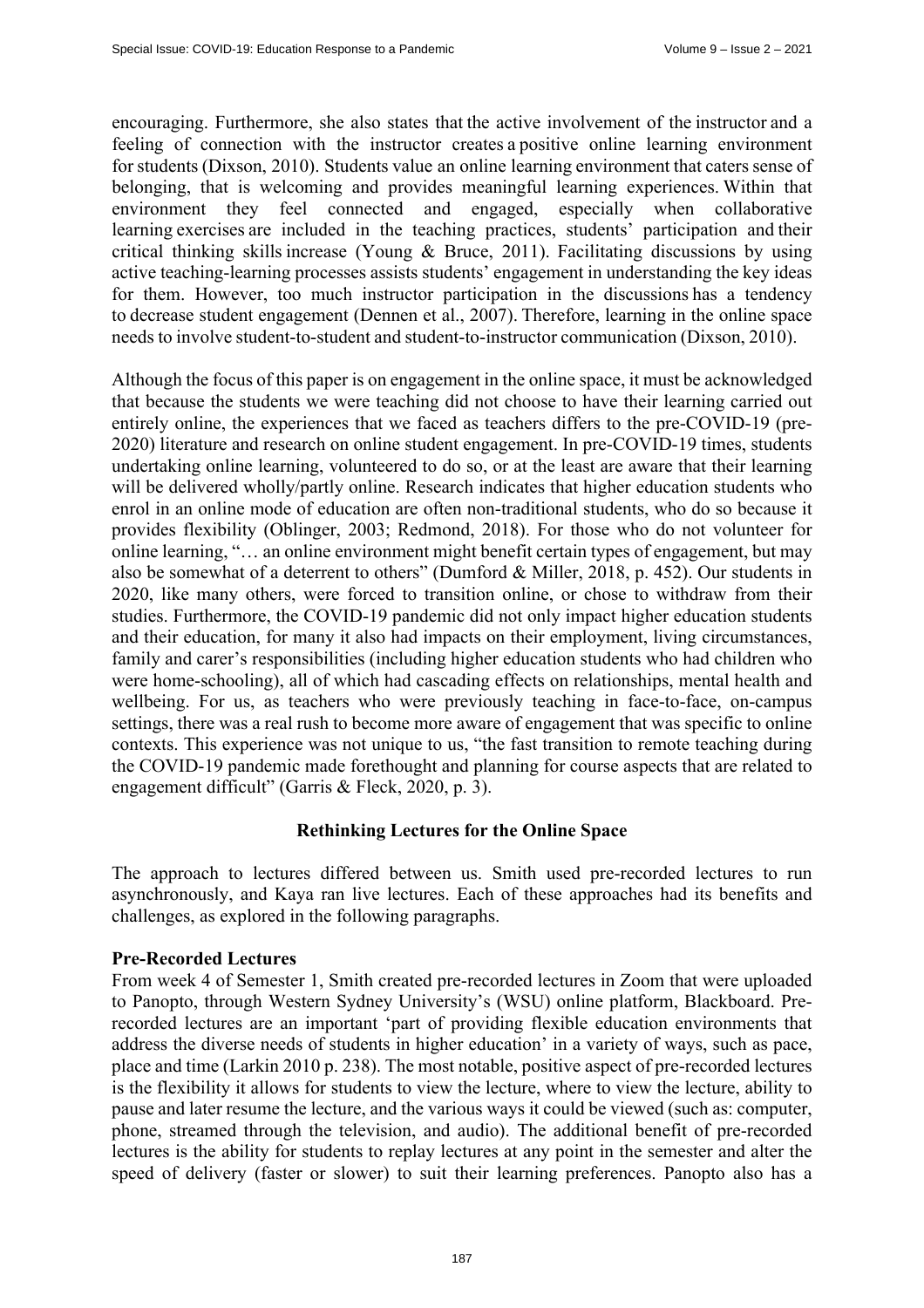encouraging. Furthermore, she also states that the active involvement of the instructor and a feeling of connection with the instructor creates a positive online learning environment for students (Dixson, 2010). Students value an online learning environment that caters sense of belonging, that is welcoming and provides meaningful learning experiences. Within that environment they feel connected and engaged, especially when collaborative learning exercises are included in the teaching practices, students' participation and their critical thinking skills increase (Young & Bruce, 2011). Facilitating discussions by using active teaching-learning processes assists students' engagement in understanding the key ideas for them. However, too much instructor participation in the discussions has a tendency to decrease student engagement (Dennen et al., 2007). Therefore, learning in the online space needs to involve student-to-student and student-to-instructor communication (Dixson, 2010).

Although the focus of this paper is on engagement in the online space, it must be acknowledged that because the students we were teaching did not choose to have their learning carried out entirely online, the experiences that we faced as teachers differs to the pre-COVID-19 (pre-2020) literature and research on online student engagement. In pre-COVID-19 times, students undertaking online learning, volunteered to do so, or at the least are aware that their learning will be delivered wholly/partly online. Research indicates that higher education students who enrol in an online mode of education are often non-traditional students, who do so because it provides flexibility (Oblinger, 2003; Redmond, 2018). For those who do not volunteer for online learning, "… an online environment might benefit certain types of engagement, but may also be somewhat of a deterrent to others" (Dumford & Miller, 2018, p. 452). Our students in 2020, like many others, were forced to transition online, or chose to withdraw from their studies. Furthermore, the COVID-19 pandemic did not only impact higher education students and their education, for many it also had impacts on their employment, living circumstances, family and carer's responsibilities (including higher education students who had children who were home-schooling), all of which had cascading effects on relationships, mental health and wellbeing. For us, as teachers who were previously teaching in face-to-face, on-campus settings, there was a real rush to become more aware of engagement that was specific to online contexts. This experience was not unique to us, "the fast transition to remote teaching during the COVID-19 pandemic made forethought and planning for course aspects that are related to engagement difficult" (Garris & Fleck, 2020, p. 3).

## Rethinking Lectures for the Online Space

The approach to lectures differed between us. Smith used pre-recorded lectures to run asynchronously, and Kaya ran live lectures. Each of these approaches had its benefits and challenges, as explored in the following paragraphs.

### Pre-Recorded Lectures

From week 4 of Semester 1, Smith created pre-recorded lectures in Zoom that were uploaded to Panopto, through Western Sydney University's (WSU) online platform, Blackboard. Pre-recorded lectures are an important 'part of providing flexible education environments that address the diverse needs of students in higher education' in a variety of ways, such as pace, place and time (Larkin 2010 p. 238). The most notable, positive aspect of pre-recorded lectures is the flexibility it allows for students to view the lecture, where to view the lecture, ability to pause and later resume the lecture, and the various ways it could be viewed (such as: computer, phone, streamed through the television, and audio). The additional benefit of pre-recorded lectures is the ability for students to replay lectures at any point in the semester and alter the speed of delivery (faster or slower) to suit their learning preferences. Panopto also has a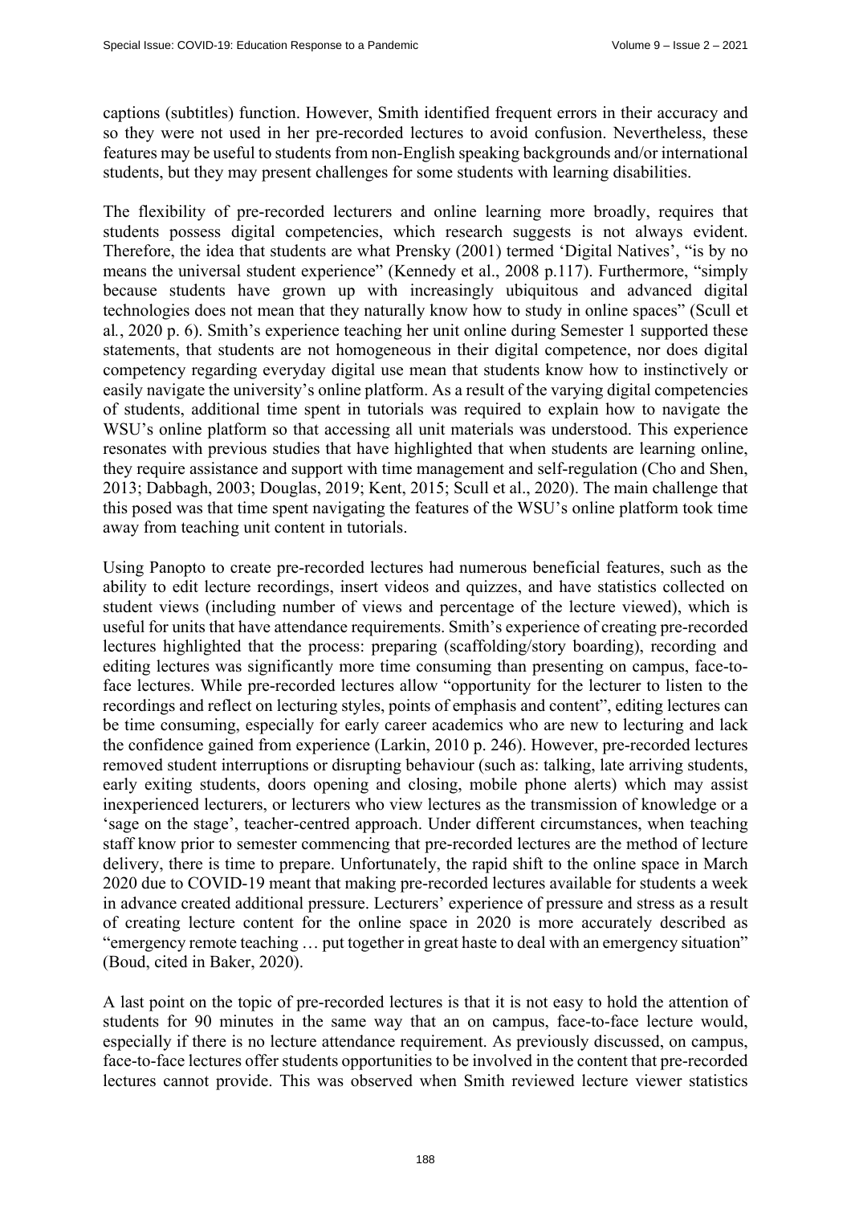captions (subtitles) function. However, Smith identified frequent errors in their accuracy and so they were not used in her pre-recorded lectures to avoid confusion. Nevertheless, these features may be useful to students from non-English speaking backgrounds and/or international students, but they may present challenges for some students with learning disabilities.

The flexibility of pre-recorded lecturers and online learning more broadly, requires that students possess digital competencies, which research suggests is not always evident. Therefore, the idea that students are what Prensky (2001) termed 'Digital Natives', "is by no means the universal student experience" (Kennedy et al., 2008 p.117). Furthermore, "simply because students have grown up with increasingly ubiquitous and advanced digital technologies does not mean that they naturally know how to study in online spaces" (Scull et al., 2020 p. 6). Smith's experience teaching her unit online during Semester 1 supported these statements, that students are not homogeneous in their digital competence, nor does digital competency regarding everyday digital use mean that students know how to instinctively or easily navigate the university's online platform. As a result of the varying digital competencies of students, additional time spent in tutorials was required to explain how to navigate the WSU's online platform so that accessing all unit materials was understood. This experience resonates with previous studies that have highlighted that when students are learning online, they require assistance and support with time management and self-regulation (Cho and Shen, 2013; Dabbagh, 2003; Douglas, 2019; Kent, 2015; Scull et al., 2020). The main challenge that this posed was that time spent navigating the features of the WSU's online platform took time away from teaching unit content in tutorials.

Using Panopto to create pre-recorded lectures had numerous beneficial features, such as the ability to edit lecture recordings, insert videos and quizzes, and have statistics collected on student views (including number of views and percentage of the lecture viewed), which is useful for units that have attendance requirements. Smith's experience of creating pre-recorded lectures highlighted that the process: preparing (scaffolding/story boarding), recording and editing lectures was significantly more time consuming than presenting on campus, face-to-face lectures. While pre-recorded lectures allow "opportunity for the lecturer to listen to the recordings and reflect on lecturing styles, points of emphasis and content", editing lectures can be time consuming, especially for early career academics who are new to lecturing and lack the confidence gained from experience (Larkin, 2010 p. 246). However, pre-recorded lectures removed student interruptions or disrupting behaviour (such as: talking, late arriving students, early exiting students, doors opening and closing, mobile phone alerts) which may assist inexperienced lecturers, or lecturers who view lectures as the transmission of knowledge or a 'sage on the stage', teacher-centred approach. Under different circumstances, when teaching staff know prior to semester commencing that pre-recorded lectures are the method of lecture delivery, there is time to prepare. Unfortunately, the rapid shift to the online space in March 2020 due to COVID-19 meant that making pre-recorded lectures available for students a week in advance created additional pressure. Lecturers' experience of pressure and stress as a result of creating lecture content for the online space in 2020 is more accurately described as "emergency remote teaching … put together in great haste to deal with an emergency situation" (Boud, cited in Baker, 2020).

A last point on the topic of pre-recorded lectures is that it is not easy to hold the attention of students for 90 minutes in the same way that an on campus, face-to-face lecture would, especially if there is no lecture attendance requirement. As previously discussed, on campus, face-to-face lectures offer students opportunities to be involved in the content that pre-recorded lectures cannot provide. This was observed when Smith reviewed lecture viewer statistics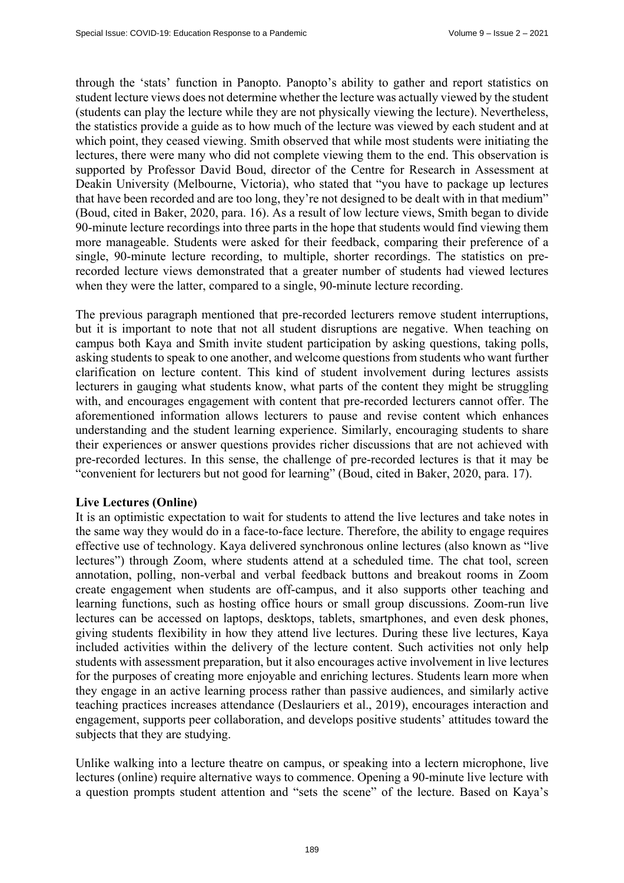through the 'stats' function in Panopto. Panopto's ability to gather and report statistics on student lecture views does not determine whether the lecture was actually viewed by the student (students can play the lecture while they are not physically viewing the lecture). Nevertheless, the statistics provide a guide as to how much of the lecture was viewed by each student and at which point, they ceased viewing. Smith observed that while most students were initiating the lectures, there were many who did not complete viewing them to the end. This observation is supported by Professor David Boud, director of the Centre for Research in Assessment at Deakin University (Melbourne, Victoria), who stated that "you have to package up lectures that have been recorded and are too long, they're not designed to be dealt with in that medium" (Boud, cited in Baker, 2020, para. 16). As a result of low lecture views, Smith began to divide 90-minute lecture recordings into three parts in the hope that students would find viewing them more manageable. Students were asked for their feedback, comparing their preference of a single, 90-minute lecture recording, to multiple, shorter recordings. The statistics on pre-recorded lecture views demonstrated that a greater number of students had viewed lectures when they were the latter, compared to a single, 90-minute lecture recording.

The previous paragraph mentioned that pre-recorded lecturers remove student interruptions, but it is important to note that not all student disruptions are negative. When teaching on campus both Kaya and Smith invite student participation by asking questions, taking polls, asking students to speak to one another, and welcome questions from students who want further clarification on lecture content. This kind of student involvement during lectures assists lecturers in gauging what students know, what parts of the content they might be struggling with, and encourages engagement with content that pre-recorded lecturers cannot offer. The aforementioned information allows lecturers to pause and revise content which enhances understanding and the student learning experience. Similarly, encouraging students to share their experiences or answer questions provides richer discussions that are not achieved with pre-recorded lectures. In this sense, the challenge of pre-recorded lectures is that it may be "convenient for lecturers but not good for learning" (Boud, cited in Baker, 2020, para. 17).

**Live Lectures (Online)**

It is an optimistic expectation to wait for students to attend the live lectures and take notes in the same way they would do in a face-to-face lecture. Therefore, the ability to engage requires effective use of technology. Kaya delivered synchronous online lectures (also known as "live lectures") through Zoom, where students attend at a scheduled time. The chat tool, screen annotation, polling, non-verbal and verbal feedback buttons and breakout rooms in Zoom create engagement when students are off-campus, and it also supports other teaching and learning functions, such as hosting office hours or small group discussions. Zoom-run live lectures can be accessed on laptops, desktops, tablets, smartphones, and even desk phones, giving students flexibility in how they attend live lectures. During these live lectures, Kaya included activities within the delivery of the lecture content. Such activities not only help students with assessment preparation, but it also encourages active involvement in live lectures for the purposes of creating more enjoyable and enriching lectures. Students learn more when they engage in an active learning process rather than passive audiences, and similarly active teaching practices increases attendance (Deslauriers et al., 2019), encourages interaction and engagement, supports peer collaboration, and develops positive students' attitudes toward the subjects that they are studying.

Unlike walking into a lecture theatre on campus, or speaking into a lectern microphone, live lectures (online) require alternative ways to commence. Opening a 90-minute live lecture with a question prompts student attention and "sets the scene" of the lecture. Based on Kaya's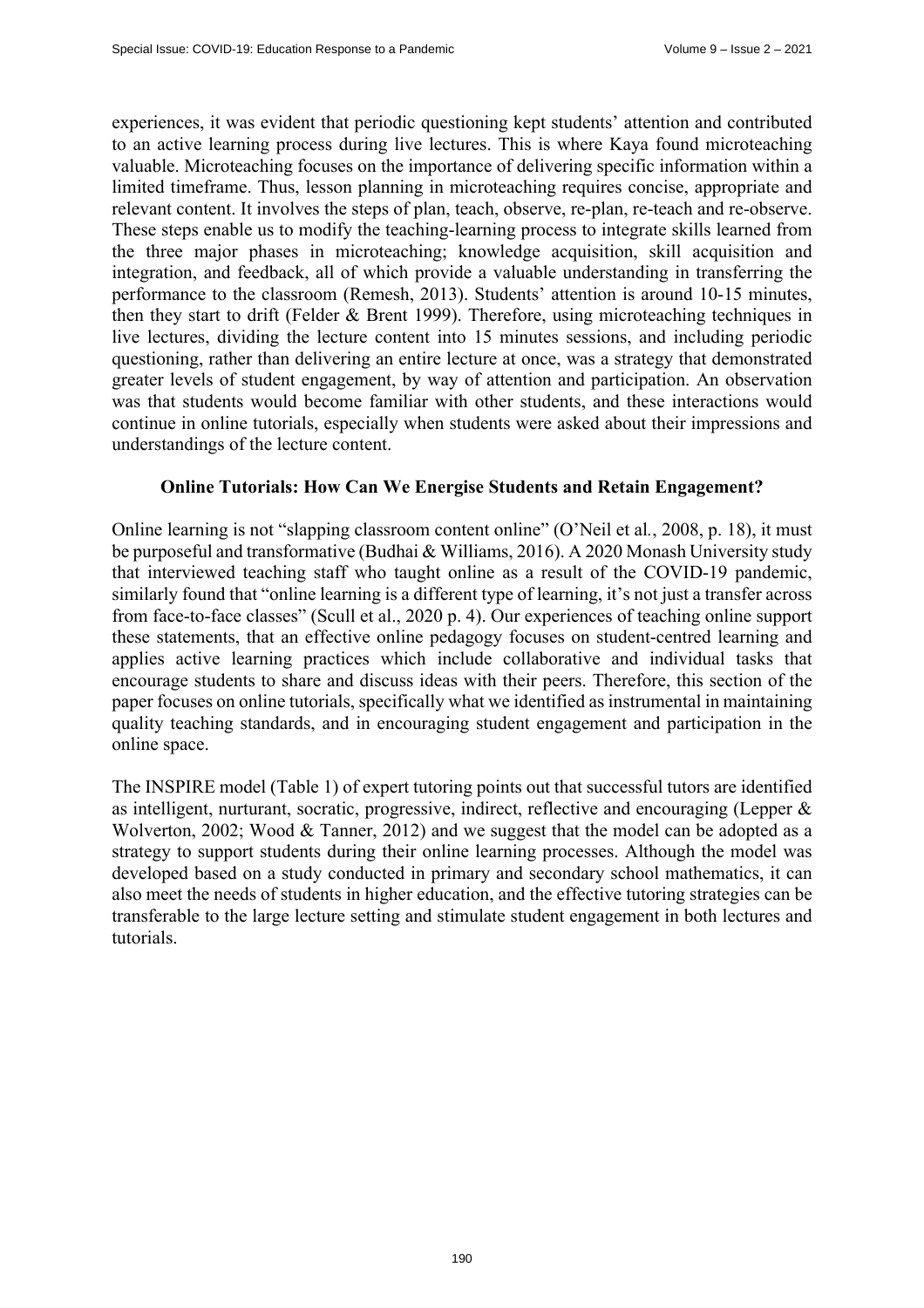experiences, it was evident that periodic questioning kept students' attention and contributed to an active learning process during live lectures. This is where Kaya found microteaching valuable. Microteaching focuses on the importance of delivering specific information within a limited timeframe. Thus, lesson planning in microteaching requires concise, appropriate and relevant content. It involves the steps of plan, teach, observe, re-plan, re-teach and re-observe. These steps enable us to modify the teaching-learning process to integrate skills learned from the three major phases in microteaching; knowledge acquisition, skill acquisition and integration, and feedback, all of which provide a valuable understanding in transferring the performance to the classroom (Remesh, 2013). Students' attention is around 10-15 minutes, then they start to drift (Felder & Brent 1999). Therefore, using microteaching techniques in live lectures, dividing the lecture content into 15 minutes sessions, and including periodic questioning, rather than delivering an entire lecture at once, was a strategy that demonstrated greater levels of student engagement, by way of attention and participation. An observation was that students would become familiar with other students, and these interactions would continue in online tutorials, especially when students were asked about their impressions and understandings of the lecture content.

## Online Tutorials: How Can We Energise Students and Retain Engagement?

Online learning is not "slapping classroom content online" (O'Neil et al*.*, 2008, p. 18), it must be purposeful and transformative (Budhai & Williams, 2016). A 2020 Monash University study that interviewed teaching staff who taught online as a result of the COVID-19 pandemic, similarly found that "online learning is a different type of learning, it's not just a transfer across from face-to-face classes" (Scull et al., 2020 p. 4). Our experiences of teaching online support these statements, that an effective online pedagogy focuses on student-centred learning and applies active learning practices which include collaborative and individual tasks that encourage students to share and discuss ideas with their peers. Therefore, this section of the paper focuses on online tutorials, specifically what we identified as instrumental in maintaining quality teaching standards, and in encouraging student engagement and participation in the online space.

The INSPIRE model (Table 1) of expert tutoring points out that successful tutors are identified as intelligent, nurturant, socratic, progressive, indirect, reflective and encouraging (Lepper & Wolverton, 2002; Wood & Tanner, 2012) and we suggest that the model can be adopted as a strategy to support students during their online learning processes. Although the model was developed based on a study conducted in primary and secondary school mathematics, it can also meet the needs of students in higher education, and the effective tutoring strategies can be transferable to the large lecture setting and stimulate student engagement in both lectures and tutorials.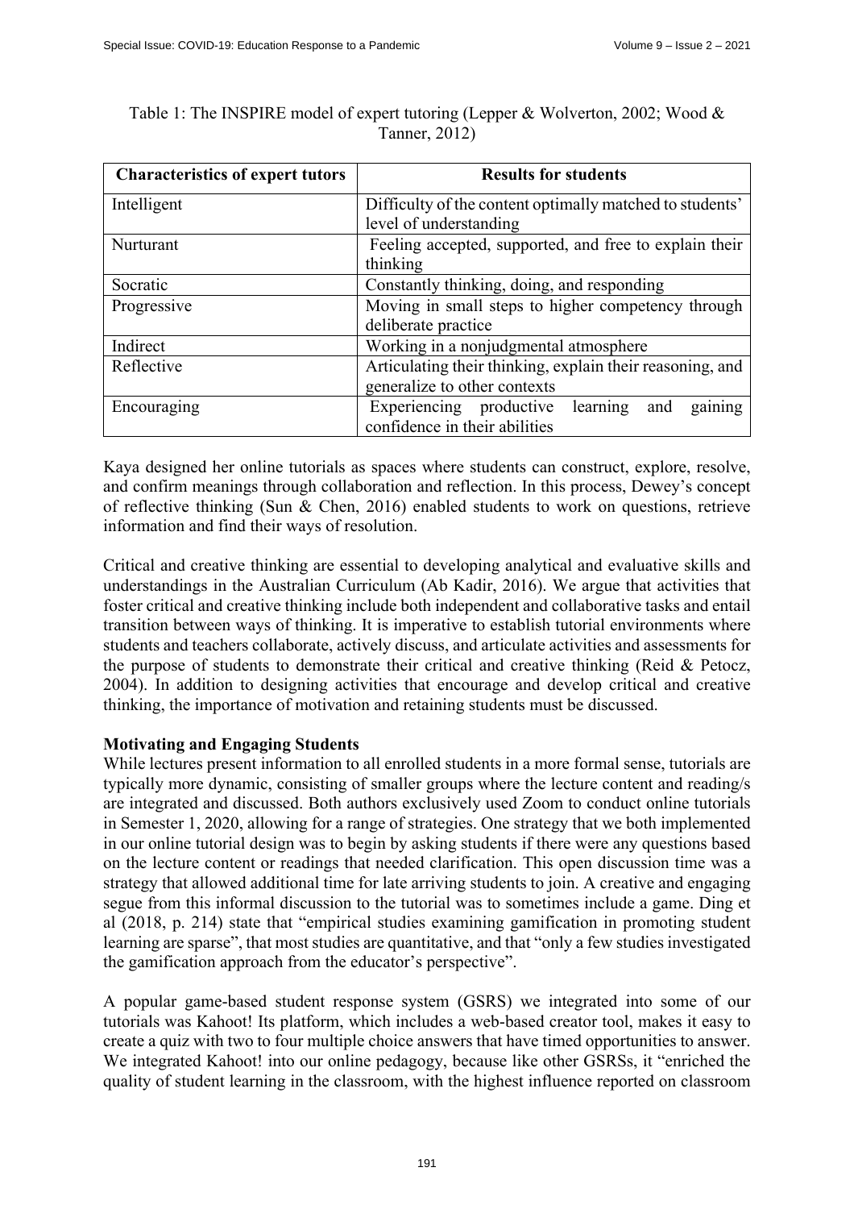Table 1: The INSPIRE model of expert tutoring (Lepper & Wolverton, 2002; Wood & Tanner, 2012)

| Characteristics of expert tutors | Results for students |
|---|---|
| Intelligent | Difficulty of the content optimally matched to students' level of understanding |
| Nurturant | Feeling accepted, supported, and free to explain their thinking |
| Socratic | Constantly thinking, doing, and responding |
| Progressive | Moving in small steps to higher competency through deliberate practice |
| Indirect | Working in a nonjudgmental atmosphere |
| Reflective | Articulating their thinking, explain their reasoning, and generalize to other contexts |
| Encouraging | Experiencing productive learning and gaining confidence in their abilities |

Kaya designed her online tutorials as spaces where students can construct, explore, resolve, and confirm meanings through collaboration and reflection. In this process, Dewey's concept of reflective thinking (Sun & Chen, 2016) enabled students to work on questions, retrieve information and find their ways of resolution.

Critical and creative thinking are essential to developing analytical and evaluative skills and understandings in the Australian Curriculum (Ab Kadir, 2016). We argue that activities that foster critical and creative thinking include both independent and collaborative tasks and entail transition between ways of thinking. It is imperative to establish tutorial environments where students and teachers collaborate, actively discuss, and articulate activities and assessments for the purpose of students to demonstrate their critical and creative thinking (Reid & Petocz, 2004). In addition to designing activities that encourage and develop critical and creative thinking, the importance of motivation and retaining students must be discussed.

**Motivating and Engaging Students**

While lectures present information to all enrolled students in a more formal sense, tutorials are typically more dynamic, consisting of smaller groups where the lecture content and reading/s are integrated and discussed. Both authors exclusively used Zoom to conduct online tutorials in Semester 1, 2020, allowing for a range of strategies. One strategy that we both implemented in our online tutorial design was to begin by asking students if there were any questions based on the lecture content or readings that needed clarification. This open discussion time was a strategy that allowed additional time for late arriving students to join. A creative and engaging segue from this informal discussion to the tutorial was to sometimes include a game. Ding et al (2018, p. 214) state that "empirical studies examining gamification in promoting student learning are sparse", that most studies are quantitative, and that "only a few studies investigated the gamification approach from the educator's perspective".

A popular game-based student response system (GSRS) we integrated into some of our tutorials was Kahoot! Its platform, which includes a web-based creator tool, makes it easy to create a quiz with two to four multiple choice answers that have timed opportunities to answer. We integrated Kahoot! into our online pedagogy, because like other GSRSs, it "enriched the quality of student learning in the classroom, with the highest influence reported on classroom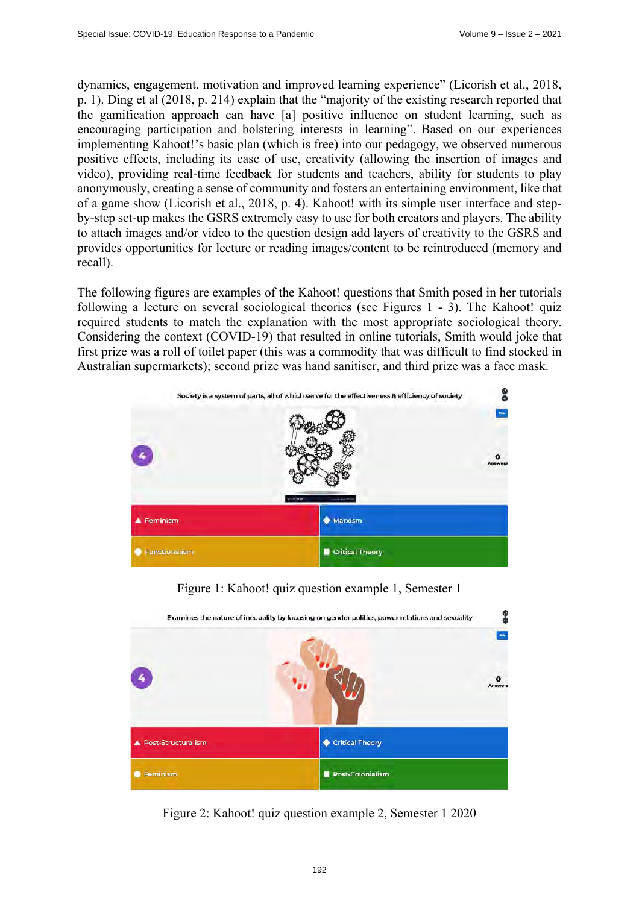dynamics, engagement, motivation and improved learning experience" (Licorish et al., 2018, p. 1). Ding et al (2018, p. 214) explain that the "majority of the existing research reported that the gamification approach can have [a] positive influence on student learning, such as encouraging participation and bolstering interests in learning". Based on our experiences implementing Kahoot!'s basic plan (which is free) into our pedagogy, we observed numerous positive effects, including its ease of use, creativity (allowing the insertion of images and video), providing real-time feedback for students and teachers, ability for students to play anonymously, creating a sense of community and fosters an entertaining environment, like that of a game show (Licorish et al., 2018, p. 4). Kahoot! with its simple user interface and step-by-step set-up makes the GSRS extremely easy to use for both creators and players. The ability to attach images and/or video to the question design add layers of creativity to the GSRS and provides opportunities for lecture or reading images/content to be reintroduced (memory and recall).

The following figures are examples of the Kahoot! questions that Smith posed in her tutorials following a lecture on several sociological theories (see Figures 1 - 3). The Kahoot! quiz required students to match the explanation with the most appropriate sociological theory. Considering the context (COVID-19) that resulted in online tutorials, Smith would joke that first prize was a roll of toilet paper (this was a commodity that was difficult to find stocked in Australian supermarkets); second prize was hand sanitiser, and third prize was a face mask.

Figure 1: Kahoot! quiz question example 1, Semester 1

Figure 2: Kahoot! quiz question example 2, Semester 1 2020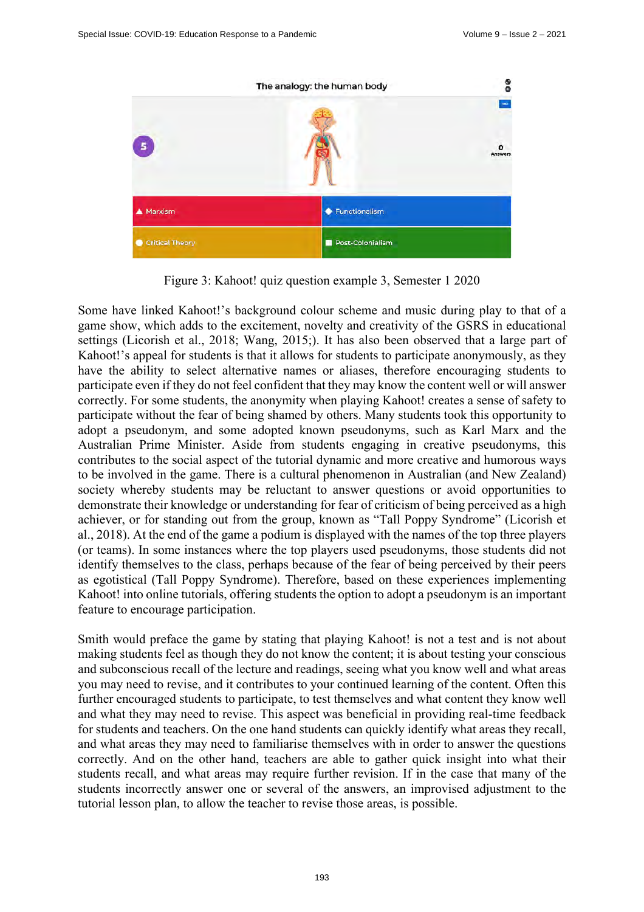Figure 3: Kahoot! quiz question example 3, Semester 1 2020

Some have linked Kahoot!'s background colour scheme and music during play to that of a game show, which adds to the excitement, novelty and creativity of the GSRS in educational settings (Licorish et al., 2018; Wang, 2015;). It has also been observed that a large part of Kahoot!'s appeal for students is that it allows for students to participate anonymously, as they have the ability to select alternative names or aliases, therefore encouraging students to participate even if they do not feel confident that they may know the content well or will answer correctly. For some students, the anonymity when playing Kahoot! creates a sense of safety to participate without the fear of being shamed by others. Many students took this opportunity to adopt a pseudonym, and some adopted known pseudonyms, such as Karl Marx and the Australian Prime Minister. Aside from students engaging in creative pseudonyms, this contributes to the social aspect of the tutorial dynamic and more creative and humorous ways to be involved in the game. There is a cultural phenomenon in Australian (and New Zealand) society whereby students may be reluctant to answer questions or avoid opportunities to demonstrate their knowledge or understanding for fear of criticism of being perceived as a high achiever, or for standing out from the group, known as "Tall Poppy Syndrome" (Licorish et al., 2018). At the end of the game a podium is displayed with the names of the top three players (or teams). In some instances where the top players used pseudonyms, those students did not identify themselves to the class, perhaps because of the fear of being perceived by their peers as egotistical (Tall Poppy Syndrome). Therefore, based on these experiences implementing Kahoot! into online tutorials, offering students the option to adopt a pseudonym is an important feature to encourage participation.

Smith would preface the game by stating that playing Kahoot! is not a test and is not about making students feel as though they do not know the content; it is about testing your conscious and subconscious recall of the lecture and readings, seeing what you know well and what areas you may need to revise, and it contributes to your continued learning of the content. Often this further encouraged students to participate, to test themselves and what content they know well and what they may need to revise. This aspect was beneficial in providing real-time feedback for students and teachers. On the one hand students can quickly identify what areas they recall, and what areas they may need to familiarise themselves with in order to answer the questions correctly. And on the other hand, teachers are able to gather quick insight into what their students recall, and what areas may require further revision. If in the case that many of the students incorrectly answer one or several of the answers, an improvised adjustment to the tutorial lesson plan, to allow the teacher to revise those areas, is possible.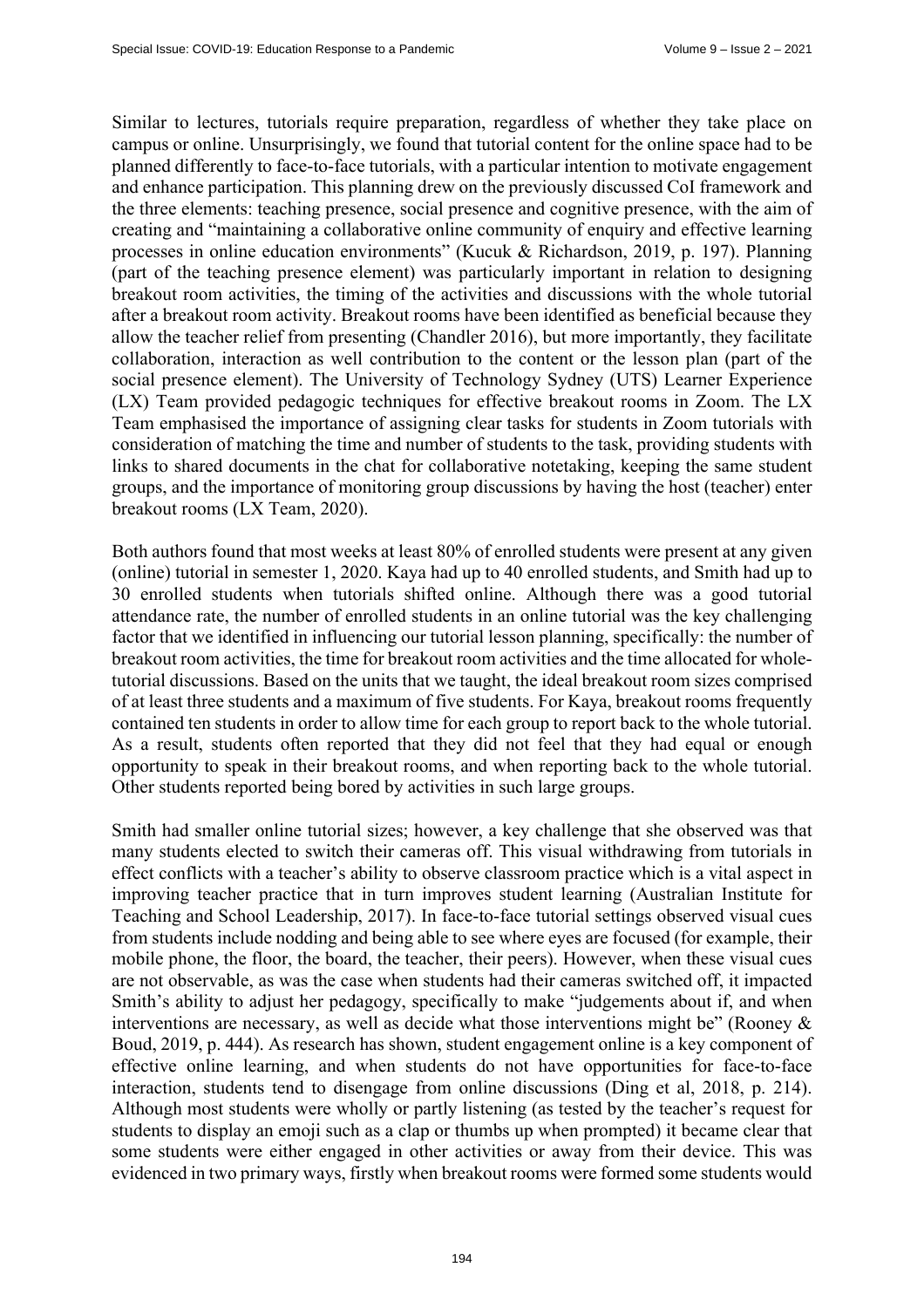Similar to lectures, tutorials require preparation, regardless of whether they take place on campus or online. Unsurprisingly, we found that tutorial content for the online space had to be planned differently to face-to-face tutorials, with a particular intention to motivate engagement and enhance participation. This planning drew on the previously discussed CoI framework and the three elements: teaching presence, social presence and cognitive presence, with the aim of creating and "maintaining a collaborative online community of enquiry and effective learning processes in online education environments" (Kucuk & Richardson, 2019, p. 197). Planning (part of the teaching presence element) was particularly important in relation to designing breakout room activities, the timing of the activities and discussions with the whole tutorial after a breakout room activity. Breakout rooms have been identified as beneficial because they allow the teacher relief from presenting (Chandler 2016), but more importantly, they facilitate collaboration, interaction as well contribution to the content or the lesson plan (part of the social presence element). The University of Technology Sydney (UTS) Learner Experience (LX) Team provided pedagogic techniques for effective breakout rooms in Zoom. The LX Team emphasised the importance of assigning clear tasks for students in Zoom tutorials with consideration of matching the time and number of students to the task, providing students with links to shared documents in the chat for collaborative notetaking, keeping the same student groups, and the importance of monitoring group discussions by having the host (teacher) enter breakout rooms (LX Team, 2020).

Both authors found that most weeks at least 80% of enrolled students were present at any given (online) tutorial in semester 1, 2020. Kaya had up to 40 enrolled students, and Smith had up to 30 enrolled students when tutorials shifted online. Although there was a good tutorial attendance rate, the number of enrolled students in an online tutorial was the key challenging factor that we identified in influencing our tutorial lesson planning, specifically: the number of breakout room activities, the time for breakout room activities and the time allocated for whole-tutorial discussions. Based on the units that we taught, the ideal breakout room sizes comprised of at least three students and a maximum of five students. For Kaya, breakout rooms frequently contained ten students in order to allow time for each group to report back to the whole tutorial. As a result, students often reported that they did not feel that they had equal or enough opportunity to speak in their breakout rooms, and when reporting back to the whole tutorial. Other students reported being bored by activities in such large groups.

Smith had smaller online tutorial sizes; however, a key challenge that she observed was that many students elected to switch their cameras off. This visual withdrawing from tutorials in effect conflicts with a teacher's ability to observe classroom practice which is a vital aspect in improving teacher practice that in turn improves student learning (Australian Institute for Teaching and School Leadership, 2017). In face-to-face tutorial settings observed visual cues from students include nodding and being able to see where eyes are focused (for example, their mobile phone, the floor, the board, the teacher, their peers). However, when these visual cues are not observable, as was the case when students had their cameras switched off, it impacted Smith's ability to adjust her pedagogy, specifically to make "judgements about if, and when interventions are necessary, as well as decide what those interventions might be" (Rooney & Boud, 2019, p. 444). As research has shown, student engagement online is a key component of effective online learning, and when students do not have opportunities for face-to-face interaction, students tend to disengage from online discussions (Ding et al, 2018, p. 214). Although most students were wholly or partly listening (as tested by the teacher's request for students to display an emoji such as a clap or thumbs up when prompted) it became clear that some students were either engaged in other activities or away from their device. This was evidenced in two primary ways, firstly when breakout rooms were formed some students would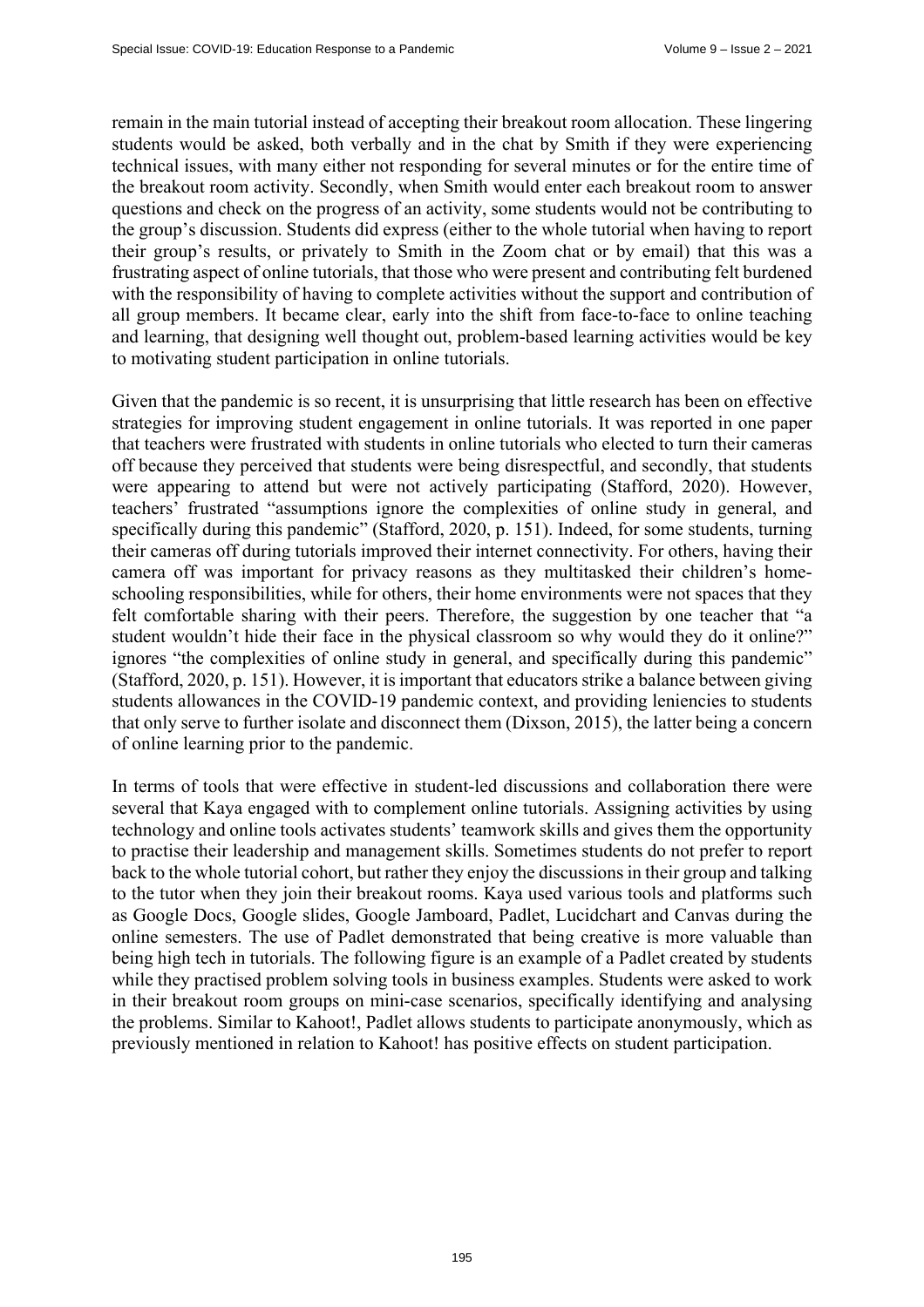remain in the main tutorial instead of accepting their breakout room allocation. These lingering students would be asked, both verbally and in the chat by Smith if they were experiencing technical issues, with many either not responding for several minutes or for the entire time of the breakout room activity. Secondly, when Smith would enter each breakout room to answer questions and check on the progress of an activity, some students would not be contributing to the group's discussion. Students did express (either to the whole tutorial when having to report their group's results, or privately to Smith in the Zoom chat or by email) that this was a frustrating aspect of online tutorials, that those who were present and contributing felt burdened with the responsibility of having to complete activities without the support and contribution of all group members. It became clear, early into the shift from face-to-face to online teaching and learning, that designing well thought out, problem-based learning activities would be key to motivating student participation in online tutorials.

Given that the pandemic is so recent, it is unsurprising that little research has been on effective strategies for improving student engagement in online tutorials. It was reported in one paper that teachers were frustrated with students in online tutorials who elected to turn their cameras off because they perceived that students were being disrespectful, and secondly, that students were appearing to attend but were not actively participating (Stafford, 2020). However, teachers' frustrated "assumptions ignore the complexities of online study in general, and specifically during this pandemic" (Stafford, 2020, p. 151). Indeed, for some students, turning their cameras off during tutorials improved their internet connectivity. For others, having their camera off was important for privacy reasons as they multitasked their children's home-schooling responsibilities, while for others, their home environments were not spaces that they felt comfortable sharing with their peers. Therefore, the suggestion by one teacher that "a student wouldn't hide their face in the physical classroom so why would they do it online?" ignores "the complexities of online study in general, and specifically during this pandemic" (Stafford, 2020, p. 151). However, it is important that educators strike a balance between giving students allowances in the COVID-19 pandemic context, and providing leniencies to students that only serve to further isolate and disconnect them (Dixson, 2015), the latter being a concern of online learning prior to the pandemic.

In terms of tools that were effective in student-led discussions and collaboration there were several that Kaya engaged with to complement online tutorials. Assigning activities by using technology and online tools activates students' teamwork skills and gives them the opportunity to practise their leadership and management skills. Sometimes students do not prefer to report back to the whole tutorial cohort, but rather they enjoy the discussions in their group and talking to the tutor when they join their breakout rooms. Kaya used various tools and platforms such as Google Docs, Google slides, Google Jamboard, Padlet, Lucidchart and Canvas during the online semesters. The use of Padlet demonstrated that being creative is more valuable than being high tech in tutorials. The following figure is an example of a Padlet created by students while they practised problem solving tools in business examples. Students were asked to work in their breakout room groups on mini-case scenarios, specifically identifying and analysing the problems. Similar to Kahoot!, Padlet allows students to participate anonymously, which as previously mentioned in relation to Kahoot! has positive effects on student participation.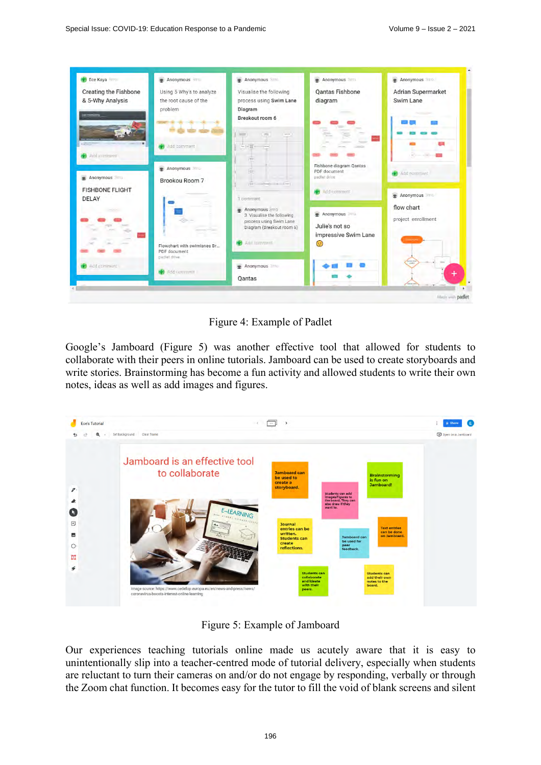Figure 4: Example of Padlet

Google's Jamboard (Figure 5) was another effective tool that allowed for students to collaborate with their peers in online tutorials. Jamboard can be used to create storyboards and write stories. Brainstorming has become a fun activity and allowed students to write their own notes, ideas as well as add images and figures.

Figure 5: Example of Jamboard

Our experiences teaching tutorials online made us acutely aware that it is easy to unintentionally slip into a teacher-centred mode of tutorial delivery, especially when students are reluctant to turn their cameras on and/or do not engage by responding, verbally or through the Zoom chat function. It becomes easy for the tutor to fill the void of blank screens and silent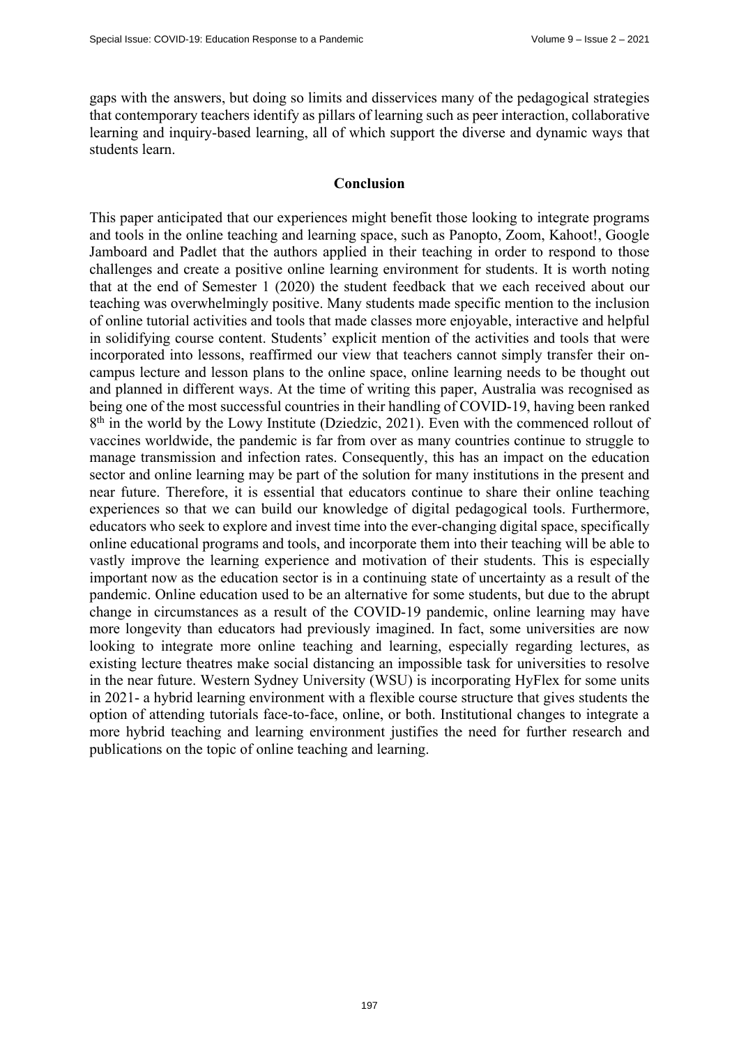gaps with the answers, but doing so limits and disservices many of the pedagogical strategies that contemporary teachers identify as pillars of learning such as peer interaction, collaborative learning and inquiry-based learning, all of which support the diverse and dynamic ways that students learn.

## Conclusion

This paper anticipated that our experiences might benefit those looking to integrate programs and tools in the online teaching and learning space, such as Panopto, Zoom, Kahoot!, Google Jamboard and Padlet that the authors applied in their teaching in order to respond to those challenges and create a positive online learning environment for students. It is worth noting that at the end of Semester 1 (2020) the student feedback that we each received about our teaching was overwhelmingly positive. Many students made specific mention to the inclusion of online tutorial activities and tools that made classes more enjoyable, interactive and helpful in solidifying course content. Students' explicit mention of the activities and tools that were incorporated into lessons, reaffirmed our view that teachers cannot simply transfer their on-campus lecture and lesson plans to the online space, online learning needs to be thought out and planned in different ways. At the time of writing this paper, Australia was recognised as being one of the most successful countries in their handling of COVID-19, having been ranked 8th in the world by the Lowy Institute (Dziedzic, 2021). Even with the commenced rollout of vaccines worldwide, the pandemic is far from over as many countries continue to struggle to manage transmission and infection rates. Consequently, this has an impact on the education sector and online learning may be part of the solution for many institutions in the present and near future. Therefore, it is essential that educators continue to share their online teaching experiences so that we can build our knowledge of digital pedagogical tools. Furthermore, educators who seek to explore and invest time into the ever-changing digital space, specifically online educational programs and tools, and incorporate them into their teaching will be able to vastly improve the learning experience and motivation of their students. This is especially important now as the education sector is in a continuing state of uncertainty as a result of the pandemic. Online education used to be an alternative for some students, but due to the abrupt change in circumstances as a result of the COVID-19 pandemic, online learning may have more longevity than educators had previously imagined. In fact, some universities are now looking to integrate more online teaching and learning, especially regarding lectures, as existing lecture theatres make social distancing an impossible task for universities to resolve in the near future. Western Sydney University (WSU) is incorporating HyFlex for some units in 2021- a hybrid learning environment with a flexible course structure that gives students the option of attending tutorials face-to-face, online, or both. Institutional changes to integrate a more hybrid teaching and learning environment justifies the need for further research and publications on the topic of online teaching and learning.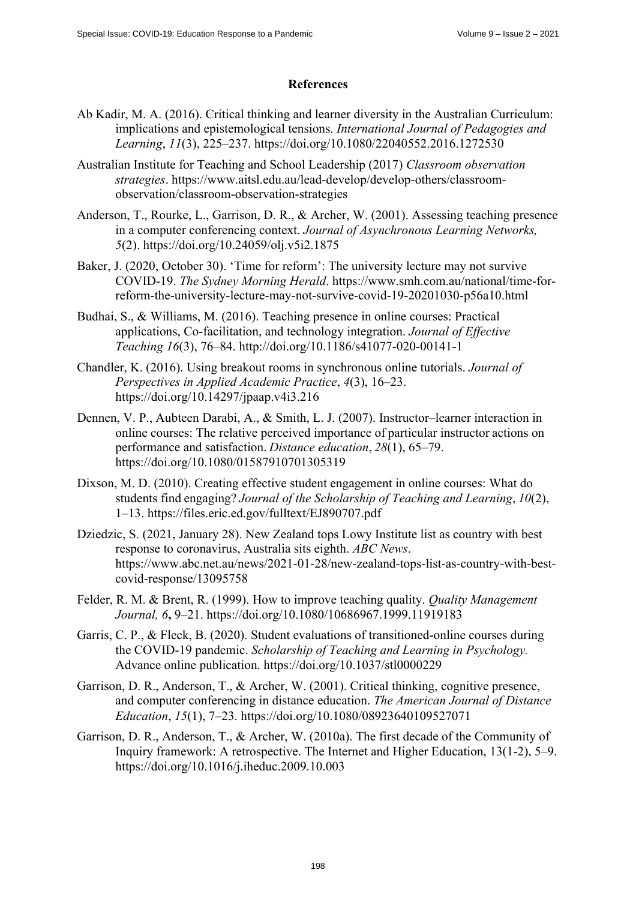## References

Ab Kadir, M. A. (2016). Critical thinking and learner diversity in the Australian Curriculum: implications and epistemological tensions. *International Journal of Pedagogies and Learning*, *11*(3), 225–237. https://doi.org/10.1080/22040552.2016.1272530

Australian Institute for Teaching and School Leadership (2017) *Classroom observation strategies*. https://www.aitsl.edu.au/lead-develop/develop-others/classroom-observation/classroom-observation-strategies

Anderson, T., Rourke, L., Garrison, D. R., & Archer, W. (2001). Assessing teaching presence in a computer conferencing context. *Journal of Asynchronous Learning Networks, 5*(2). https://doi.org/10.24059/olj.v5i2.1875

Baker, J. (2020, October 30). 'Time for reform': The university lecture may not survive COVID-19. *The Sydney Morning Herald*. https://www.smh.com.au/national/time-for-reform-the-university-lecture-may-not-survive-covid-19-20201030-p56a10.html

Budhai, S., & Williams, M. (2016). Teaching presence in online courses: Practical applications, Co-facilitation, and technology integration. *Journal of Effective Teaching 16*(3), 76–84. http://doi.org/10.1186/s41077-020-00141-1

Chandler, K. (2016). Using breakout rooms in synchronous online tutorials. *Journal of Perspectives in Applied Academic Practice*, *4*(3), 16–23. https://doi.org/10.14297/jpaap.v4i3.216

Dennen, V. P., Aubteen Darabi, A., & Smith, L. J. (2007). Instructor–learner interaction in online courses: The relative perceived importance of particular instructor actions on performance and satisfaction. *Distance education*, *28*(1), 65–79. https://doi.org/10.1080/01587910701305319

Dixson, M. D. (2010). Creating effective student engagement in online courses: What do students find engaging? *Journal of the Scholarship of Teaching and Learning*, *10*(2), 1–13. https://files.eric.ed.gov/fulltext/EJ890707.pdf

Dziedzic, S. (2021, January 28). New Zealand tops Lowy Institute list as country with best response to coronavirus, Australia sits eighth. *ABC News*. https://www.abc.net.au/news/2021-01-28/new-zealand-tops-list-as-country-with-best-covid-response/13095758

Felder, R. M. & Brent, R. (1999). How to improve teaching quality. *Quality Management Journal, 6***,** 9–21. https://doi.org/10.1080/10686967.1999.11919183

Garris, C. P., & Fleck, B. (2020). Student evaluations of transitioned-online courses during the COVID-19 pandemic. *Scholarship of Teaching and Learning in Psychology.* Advance online publication. https://doi.org/10.1037/stl0000229

Garrison, D. R., Anderson, T., & Archer, W. (2001). Critical thinking, cognitive presence, and computer conferencing in distance education. *The American Journal of Distance Education*, *15*(1), 7–23. https://doi.org/10.1080/08923640109527071

Garrison, D. R., Anderson, T., & Archer, W. (2010a). The first decade of the Community of Inquiry framework: A retrospective. The Internet and Higher Education, 13(1-2), 5–9. https://doi.org/10.1016/j.iheduc.2009.10.003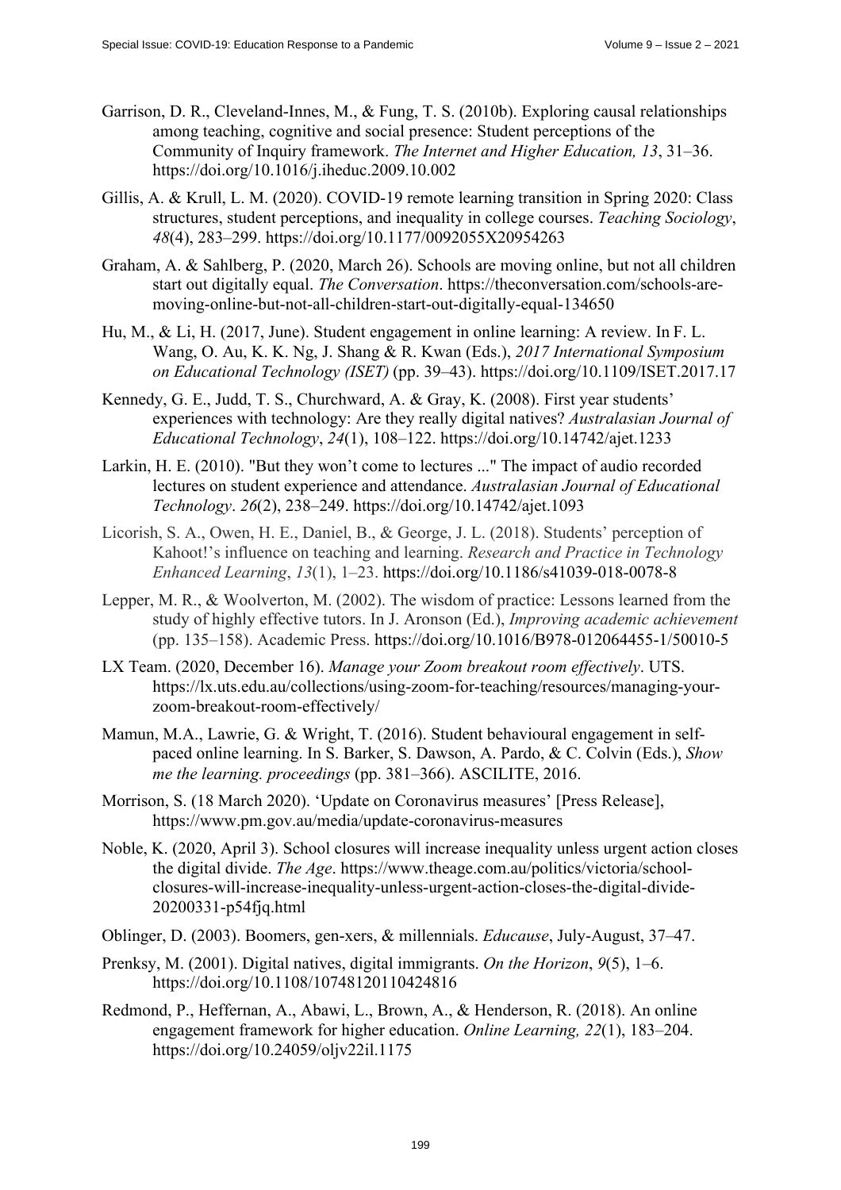Garrison, D. R., Cleveland-Innes, M., & Fung, T. S. (2010b). Exploring causal relationships among teaching, cognitive and social presence: Student perceptions of the Community of Inquiry framework. *The Internet and Higher Education, 13*, 31–36. https://doi.org/10.1016/j.iheduc.2009.10.002

Gillis, A. & Krull, L. M. (2020). COVID-19 remote learning transition in Spring 2020: Class structures, student perceptions, and inequality in college courses. *Teaching Sociology*, *48*(4), 283–299. https://doi.org/10.1177/0092055X20954263

Graham, A. & Sahlberg, P. (2020, March 26). Schools are moving online, but not all children start out digitally equal. *The Conversation*. https://theconversation.com/schools-are-moving-online-but-not-all-children-start-out-digitally-equal-134650

Hu, M., & Li, H. (2017, June). Student engagement in online learning: A review. In F. L. Wang, O. Au, K. K. Ng, J. Shang & R. Kwan (Eds.), *2017 International Symposium on Educational Technology (ISET)* (pp. 39–43). https://doi.org/10.1109/ISET.2017.17

Kennedy, G. E., Judd, T. S., Churchward, A. & Gray, K. (2008). First year students' experiences with technology: Are they really digital natives? *Australasian Journal of Educational Technology*, *24*(1), 108–122. https://doi.org/10.14742/ajet.1233

Larkin, H. E. (2010). "But they won't come to lectures ..." The impact of audio recorded lectures on student experience and attendance. *Australasian Journal of Educational Technology*. *26*(2), 238–249. https://doi.org/10.14742/ajet.1093

Licorish, S. A., Owen, H. E., Daniel, B., & George, J. L. (2018). Students' perception of Kahoot!'s influence on teaching and learning. *Research and Practice in Technology Enhanced Learning*, *13*(1), 1–23. https://doi.org/10.1186/s41039-018-0078-8

Lepper, M. R., & Woolverton, M. (2002). The wisdom of practice: Lessons learned from the study of highly effective tutors. In J. Aronson (Ed.), *Improving academic achievement* (pp. 135–158). Academic Press. https://doi.org/10.1016/B978-012064455-1/50010-5

LX Team. (2020, December 16). *Manage your Zoom breakout room effectively*. UTS. https://lx.uts.edu.au/collections/using-zoom-for-teaching/resources/managing-your-zoom-breakout-room-effectively/

Mamun, M.A., Lawrie, G. & Wright, T. (2016). Student behavioural engagement in self-paced online learning. In S. Barker, S. Dawson, A. Pardo, & C. Colvin (Eds.), *Show me the learning. proceedings* (pp. 381–366). ASCILITE, 2016.

Morrison, S. (18 March 2020). 'Update on Coronavirus measures' [Press Release], https://www.pm.gov.au/media/update-coronavirus-measures

Noble, K. (2020, April 3). School closures will increase inequality unless urgent action closes the digital divide. *The Age*. https://www.theage.com.au/politics/victoria/school-closures-will-increase-inequality-unless-urgent-action-closes-the-digital-divide-20200331-p54fjq.html

Oblinger, D. (2003). Boomers, gen-xers, & millennials. *Educause*, July-August, 37–47.

Prenksy, M. (2001). Digital natives, digital immigrants. *On the Horizon*, *9*(5), 1–6. https://doi.org/10.1108/10748120110424816

Redmond, P., Heffernan, A., Abawi, L., Brown, A., & Henderson, R. (2018). An online engagement framework for higher education. *Online Learning, 22*(1), 183–204. https://doi.org/10.24059/oljv22il.1175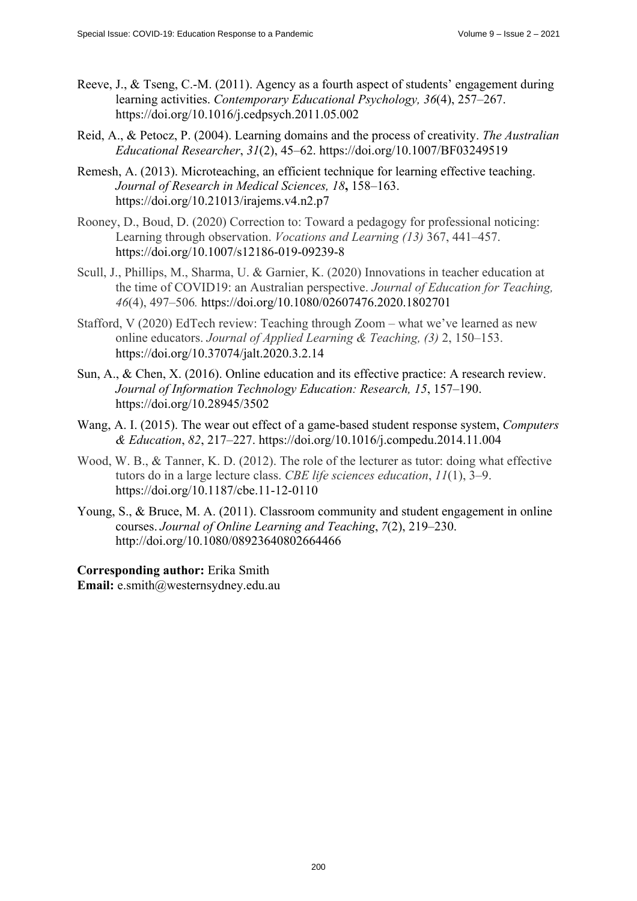Reeve, J., & Tseng, C.-M. (2011). Agency as a fourth aspect of students' engagement during learning activities. *Contemporary Educational Psychology, 36*(4), 257–267. https://doi.org/10.1016/j.cedpsych.2011.05.002

Reid, A., & Petocz, P. (2004). Learning domains and the process of creativity. *The Australian Educational Researcher*, *31*(2), 45–62. https://doi.org/10.1007/BF03249519

Remesh, A. (2013). Microteaching, an efficient technique for learning effective teaching. *Journal of Research in Medical Sciences, 18***,** 158–163. https://doi.org/10.21013/irajems.v4.n2.p7

Rooney, D., Boud, D. (2020) Correction to: Toward a pedagogy for professional noticing: Learning through observation. *Vocations and Learning (13)* 367, 441–457. https://doi.org/10.1007/s12186-019-09239-8

Scull, J., Phillips, M., Sharma, U. & Garnier, K. (2020) Innovations in teacher education at the time of COVID19: an Australian perspective. *Journal of Education for Teaching, 46*(4), 497–506*.* https://doi.org/10.1080/02607476.2020.1802701

Stafford, V (2020) EdTech review: Teaching through Zoom – what we've learned as new online educators. *Journal of Applied Learning & Teaching, (3)* 2, 150–153. https://doi.org/10.37074/jalt.2020.3.2.14

Sun, A., & Chen, X. (2016). Online education and its effective practice: A research review. *Journal of Information Technology Education: Research, 15*, 157–190. https://doi.org/10.28945/3502

Wang, A. I. (2015). The wear out effect of a game-based student response system, *Computers & Education*, *82*, 217–227. https://doi.org/10.1016/j.compedu.2014.11.004

Wood, W. B., & Tanner, K. D. (2012). The role of the lecturer as tutor: doing what effective tutors do in a large lecture class. *CBE life sciences education*, *11*(1), 3–9. https://doi.org/10.1187/cbe.11-12-0110

Young, S., & Bruce, M. A. (2011). Classroom community and student engagement in online courses. *Journal of Online Learning and Teaching*, *7*(2), 219–230. http://doi.org/10.1080/08923640802664466

**Corresponding author:** Erika Smith  
**Email:** e.smith@westernsydney.edu.au